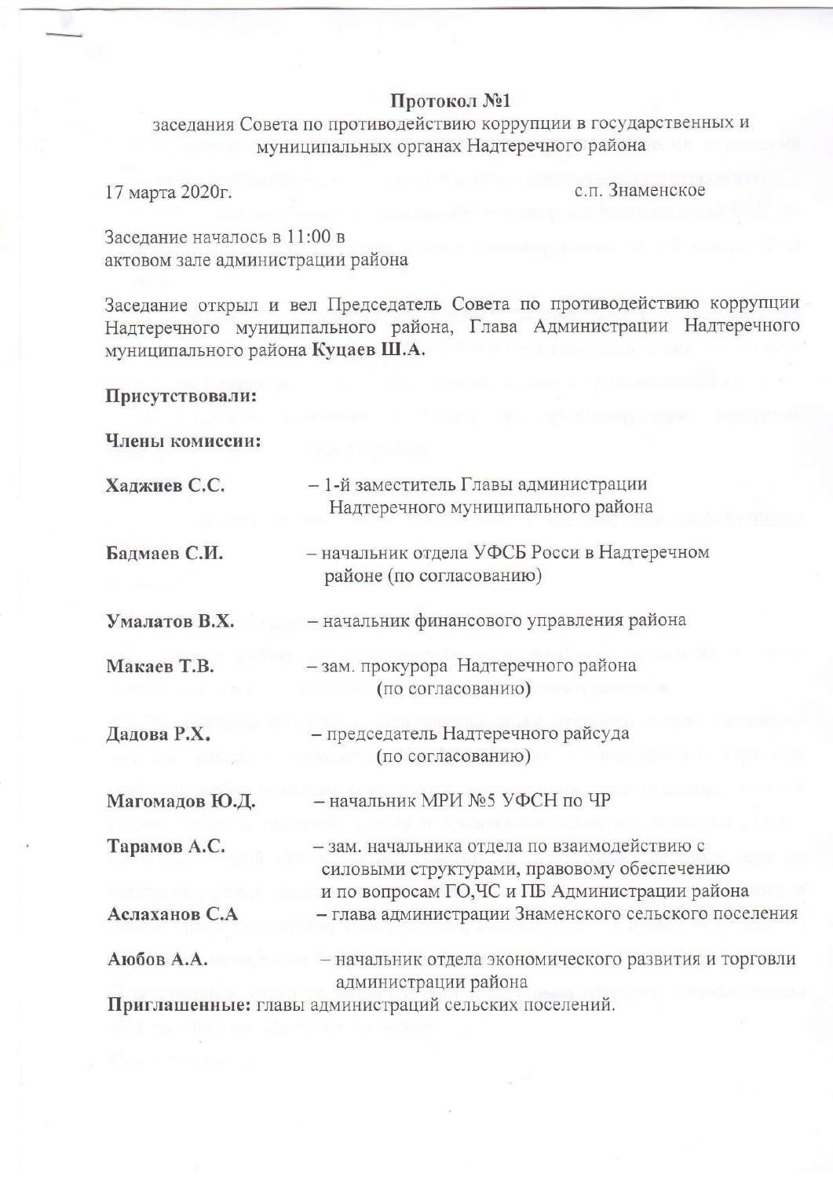# Протокол №1

заседания Совета по противодействию коррупции в государственных и муниципальных органах Надтеречного района

17 марта 2020г. с.п. Знаменское

Заседание началось в 11:00 в актовом зале администрации района

Заседание открыл и вел Председатель Совета по противодействию коррупции Надтеречного муниципального района, Глава Администрации Надтеречного муниципального района **Куцаев Ш.А.**

**Присутствовали:**

**Члены комиссии:**

**Хаджиев С.С.** – 1-й заместитель Главы администрации Надтеречного муниципального района

**Бадмаев С.И.** – начальник отдела УФСБ России в Надтеречном районе (по согласованию)

**Умалатов В.Х.** – начальник финансового управления района

**Макаев Т.В.** – зам. прокурора Надтеречного района (по согласованию)

**Дадова Р.Х.** – председатель Надтеречного райсуда (по согласованию)

**Магомадов Ю.Д.** – начальник МРИ №5 УФСН по ЧР

**Тарамов А.С.** – зам. начальника отдела по взаимодействию с силовыми структурами, правовому обеспечению и по вопросам ГО,ЧС и ПБ Администрации района

**Аслаханов С.А** – глава администрации Знаменского сельского поселения

**Аюбов А.А.** – начальник отдела экономического развития и торговли администрации района

**Приглашенные:** главы администраций сельских поселений.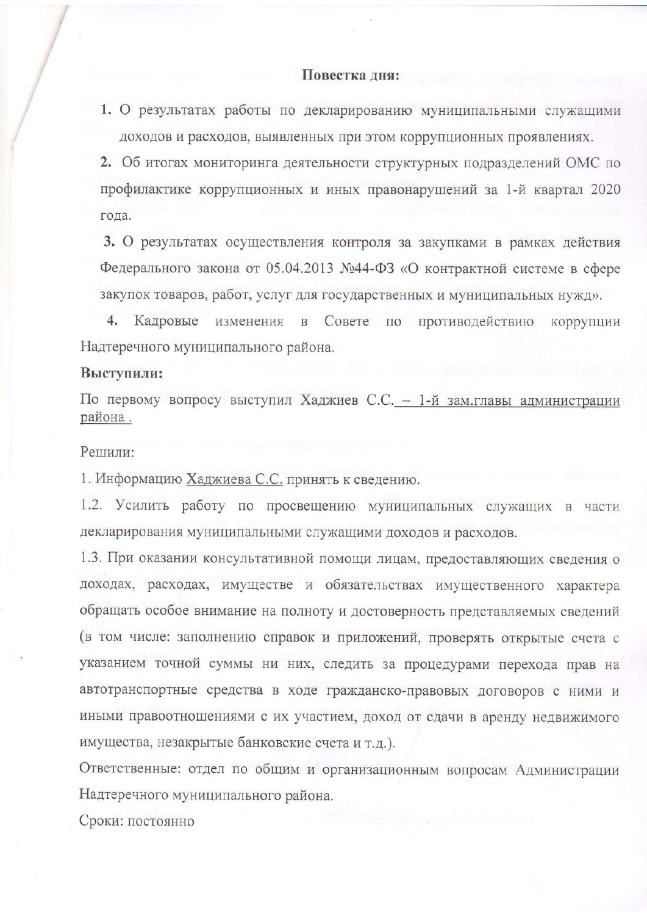**Повестка дня:**

1. О результатах работы по декларированию муниципальными служащими доходов и расходов, выявленных при этом коррупционных проявлениях.

2. Об итогах мониторинга деятельности структурных подразделений ОМС по профилактике коррупционных и иных правонарушений за 1-й квартал 2020 года.

3. О результатах осуществления контроля за закупками в рамках действия Федерального закона от 05.04.2013 №44-ФЗ «О контрактной системе в сфере закупок товаров, работ, услуг для государственных и муниципальных нужд».

4. Кадровые изменения в Совете по противодействию коррупции Надтеречного муниципального района.

**Выступили:**

По первому вопросу выступил Хаджиев С.С. – 1-й зам.главы администрации района .

Решили:

1. Информацию Хаджиева С.С. принять к сведению.

1.2. Усилить работу по просвещению муниципальных служащих в части декларирования муниципальными служащими доходов и расходов.

1.3. При оказании консультативной помощи лицам, предоставляющих сведения о доходах, расходах, имуществе и обязательствах имущественного характера обращать особое внимание на полноту и достоверность представляемых сведений (в том числе: заполнению справок и приложений, проверять открытые счета с указанием точной суммы ни них, следить за процедурами перехода прав на автотранспортные средства в ходе гражданско-правовых договоров с ними и иными правоотношениями с их участием, доход от сдачи в аренду недвижимого имущества, незакрытые банковские счета и т.д.).

Ответственные: отдел по общим и организационным вопросам Администрации Надтеречного муниципального района.

Сроки: постоянно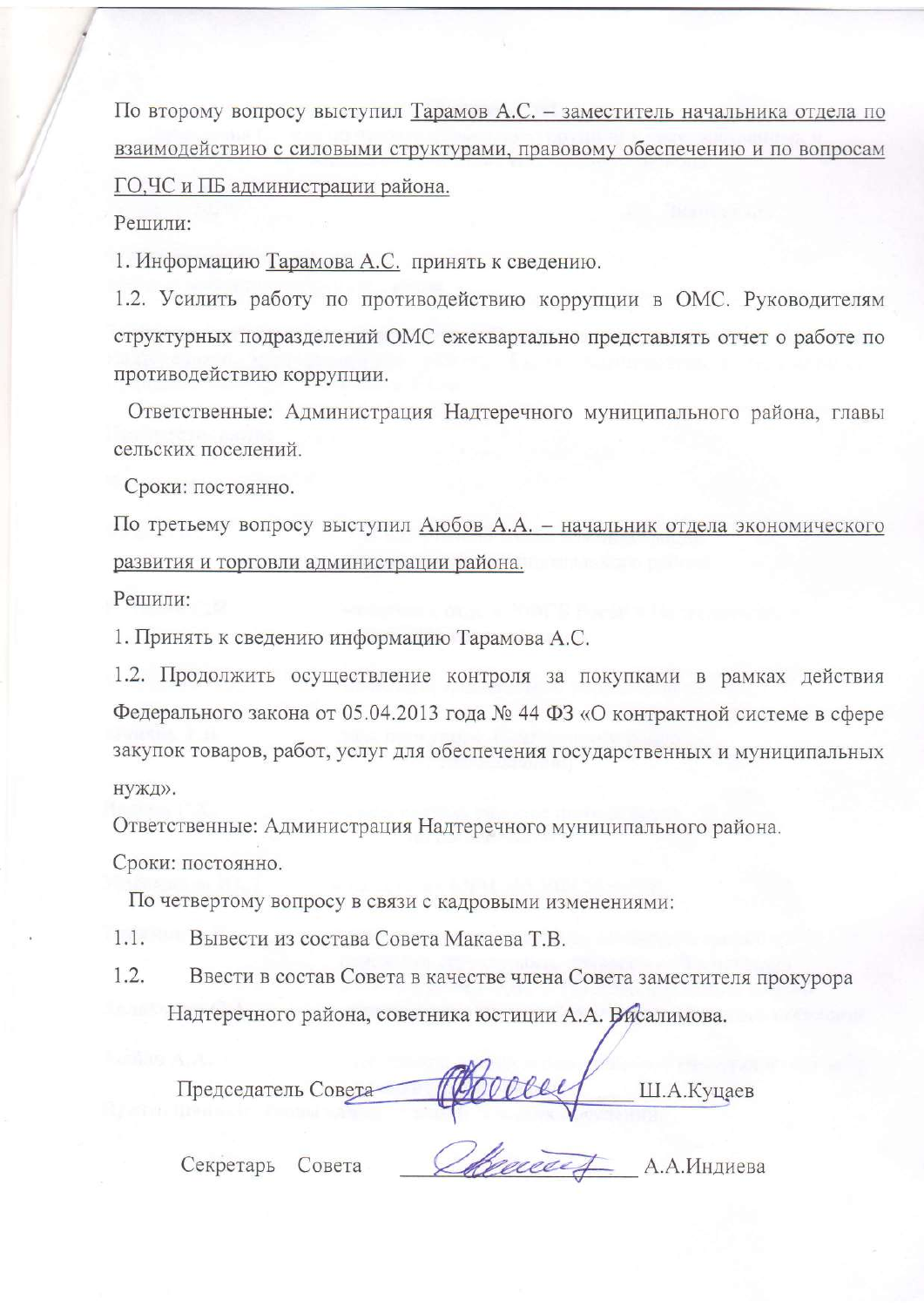По второму вопросу выступил Тарамов А.С. – заместитель начальника отдела по взаимодействию с силовыми структурами, правовому обеспечению и по вопросам ГО,ЧС и ПБ администрации района.

Решили:

1. Информацию Тарамова А.С. принять к сведению.

1.2. Усилить работу по противодействию коррупции в ОМС. Руководителям структурных подразделений ОМС ежеквартально представлять отчет о работе по противодействию коррупции.

Ответственные: Администрация Надтеречного муниципального района, главы сельских поселений.

Сроки: постоянно.

По третьему вопросу выступил Аюбов А.А. – начальник отдела экономического развития и торговли администрации района.

Решили:

1. Принять к сведению информацию Тарамова А.С.

1.2. Продолжить осуществление контроля за покупками в рамках действия Федерального закона от 05.04.2013 года № 44 ФЗ «О контрактной системе в сфере закупок товаров, работ, услуг для обеспечения государственных и муниципальных нужд».

Ответственные: Администрация Надтеречного муниципального района.

Сроки: постоянно.

По четвертому вопросу в связи с кадровыми изменениями:

1.1. Вывести из состава Совета Макаева Т.В.

1.2. Ввести в состав Совета в качестве члена Совета заместителя прокурора Надтеречного района, советника юстиции А.А. Висалимова.

Председатель Совета ____________ Ш.А.Куцаев

Секретарь Совета ____________ А.А.Индиева